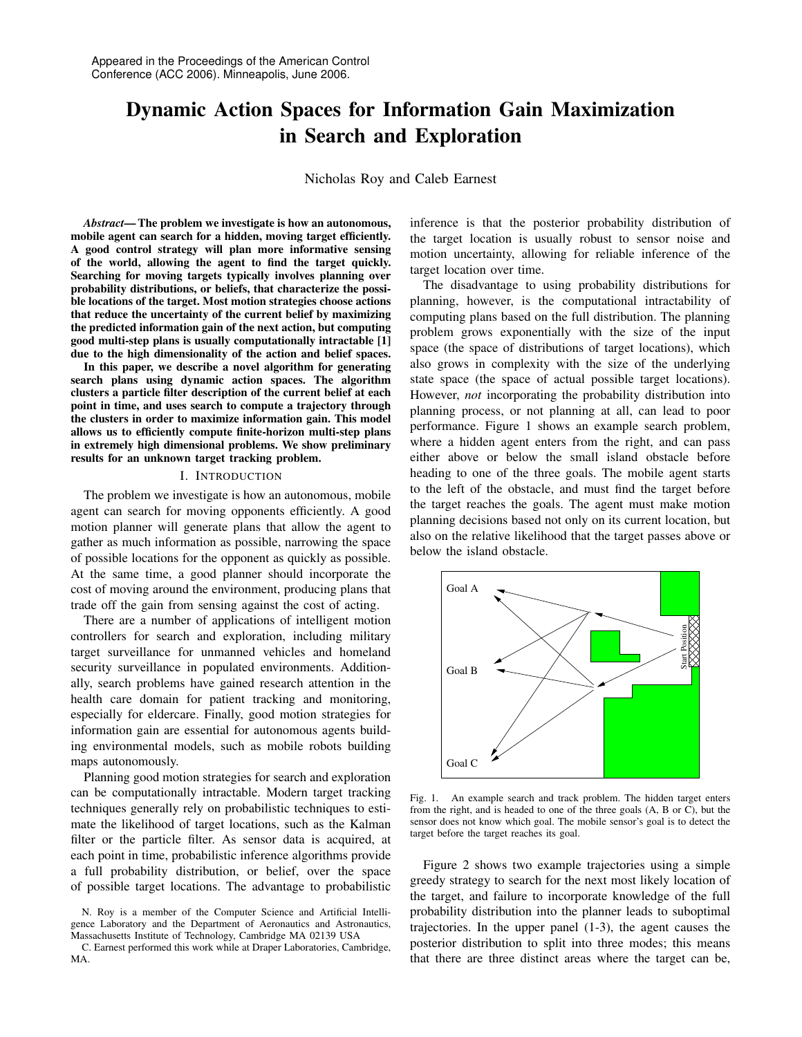Appeared in the Proceedings of the American Control Conference (ACC 2006). Minneapolis, June 2006.

# Dynamic Action Spaces for Information Gain Maximization in Search and Exploration

Nicholas Roy and Caleb Earnest

***Abstract*— The problem we investigate is how an autonomous, mobile agent can search for a hidden, moving target efficiently. A good control strategy will plan more informative sensing of the world, allowing the agent to find the target quickly. Searching for moving targets typically involves planning over probability distributions, or beliefs, that characterize the possible locations of the target. Most motion strategies choose actions that reduce the uncertainty of the current belief by maximizing the predicted information gain of the next action, but computing good multi-step plans is usually computationally intractable [1] due to the high dimensionality of the action and belief spaces.**

**In this paper, we describe a novel algorithm for generating search plans using dynamic action spaces. The algorithm clusters a particle filter description of the current belief at each point in time, and uses search to compute a trajectory through the clusters in order to maximize information gain. This model allows us to efficiently compute finite-horizon multi-step plans in extremely high dimensional problems. We show preliminary results for an unknown target tracking problem.**

## I. Introduction

The problem we investigate is how an autonomous, mobile agent can search for moving opponents efficiently. A good motion planner will generate plans that allow the agent to gather as much information as possible, narrowing the space of possible locations for the opponent as quickly as possible. At the same time, a good planner should incorporate the cost of moving around the environment, producing plans that trade off the gain from sensing against the cost of acting.

There are a number of applications of intelligent motion controllers for search and exploration, including military target surveillance for unmanned vehicles and homeland security surveillance in populated environments. Additionally, search problems have gained research attention in the health care domain for patient tracking and monitoring, especially for eldercare. Finally, good motion strategies for information gain are essential for autonomous agents building environmental models, such as mobile robots building maps autonomously.

Planning good motion strategies for search and exploration can be computationally intractable. Modern target tracking techniques generally rely on probabilistic techniques to estimate the likelihood of target locations, such as the Kalman filter or the particle filter. As sensor data is acquired, at each point in time, probabilistic inference algorithms provide a full probability distribution, or belief, over the space of possible target locations. The advantage to probabilistic inference is that the posterior probability distribution of the target location is usually robust to sensor noise and motion uncertainty, allowing for reliable inference of the target location over time.

The disadvantage to using probability distributions for planning, however, is the computational intractability of computing plans based on the full distribution. The planning problem grows exponentially with the size of the input space (the space of distributions of target locations), which also grows in complexity with the size of the underlying state space (the space of actual possible target locations). However, *not* incorporating the probability distribution into planning process, or not planning at all, can lead to poor performance. Figure 1 shows an example search problem, where a hidden agent enters from the right, and can pass either above or below the small island obstacle before heading to one of the three goals. The mobile agent starts to the left of the obstacle, and must find the target before the target reaches the goals. The agent must make motion planning decisions based not only on its current location, but also on the relative likelihood that the target passes above or below the island obstacle.

Goal A

Goal B

Goal C

Start Position

Fig. 1. An example search and track problem. The hidden target enters from the right, and is headed to one of the three goals (A, B or C), but the sensor does not know which goal. The mobile sensor's goal is to detect the target before the target reaches its goal.

Figure 2 shows two example trajectories using a simple greedy strategy to search for the next most likely location of the target, and failure to incorporate knowledge of the full probability distribution into the planner leads to suboptimal trajectories. In the upper panel (1-3), the agent causes the posterior distribution to split into three modes; this means that there are three distinct areas where the target can be,

N. Roy is a member of the Computer Science and Artificial Intelligence Laboratory and the Department of Aeronautics and Astronautics, Massachusetts Institute of Technology, Cambridge MA 02139 USA

C. Earnest performed this work while at Draper Laboratories, Cambridge, MA.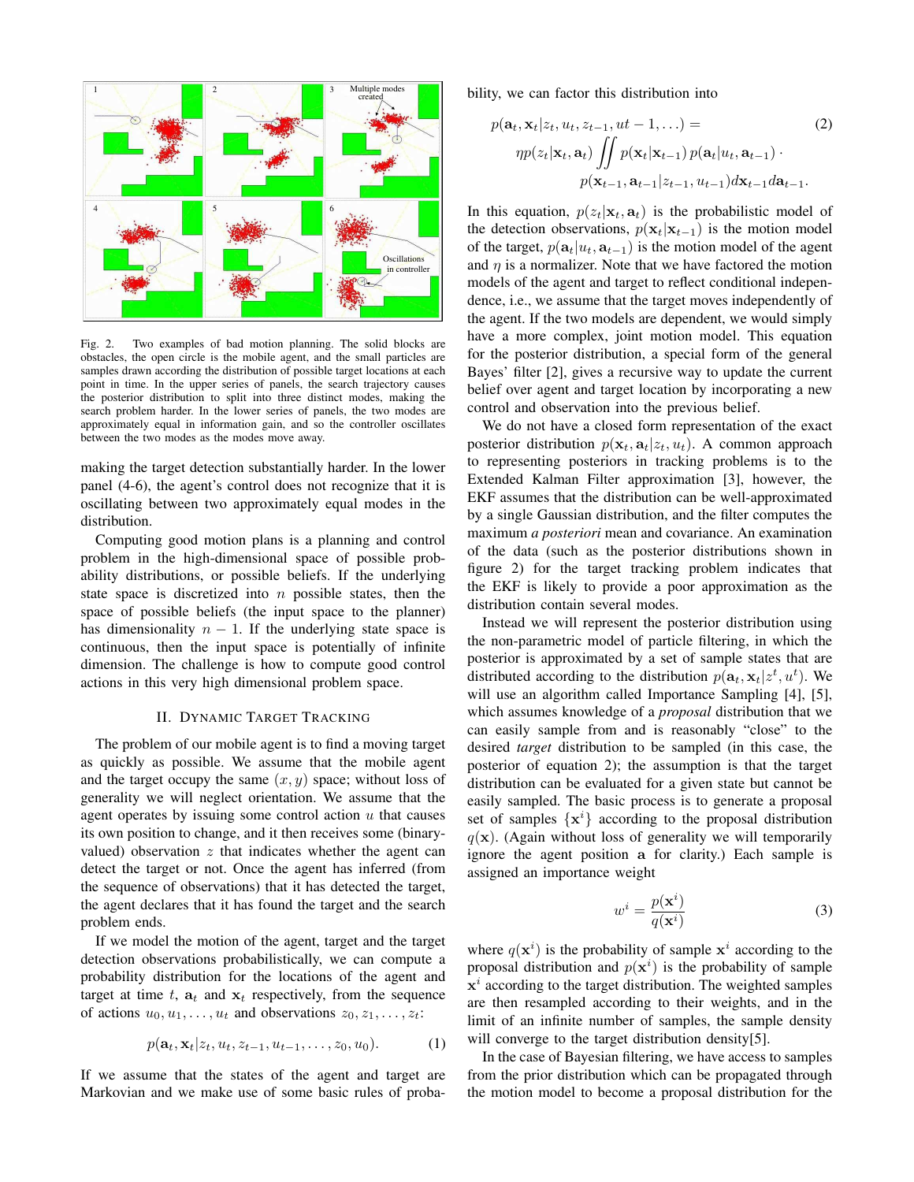Fig. 2. Two examples of bad motion planning. The solid blocks are obstacles, the open circle is the mobile agent, and the small particles are samples drawn according the distribution of possible target locations at each point in time. In the upper series of panels, the search trajectory causes the posterior distribution to split into three distinct modes, making the search problem harder. In the lower series of panels, the two modes are approximately equal in information gain, and so the controller oscillates between the two modes as the modes move away.

making the target detection substantially harder. In the lower panel (4-6), the agent's control does not recognize that it is oscillating between two approximately equal modes in the distribution.

Computing good motion plans is a planning and control problem in the high-dimensional space of possible probability distributions, or possible beliefs. If the underlying state space is discretized into $n$ possible states, then the space of possible beliefs (the input space to the planner) has dimensionality $n-1$. If the underlying state space is continuous, then the input space is potentially of infinite dimension. The challenge is how to compute good control actions in this very high dimensional problem space.

## II. Dynamic Target Tracking

The problem of our mobile agent is to find a moving target as quickly as possible. We assume that the mobile agent and the target occupy the same $(x, y)$ space; without loss of generality we will neglect orientation. We assume that the agent operates by issuing some control action $u$ that causes its own position to change, and it then receives some (binary-valued) observation $z$ that indicates whether the agent can detect the target or not. Once the agent has inferred (from the sequence of observations) that it has detected the target, the agent declares that it has found the target and the search problem ends.

If we model the motion of the agent, target and the target detection observations probabilistically, we can compute a probability distribution for the locations of the agent and target at time $t$, $\mathbf{a}_t$ and $\mathbf{x}_t$ respectively, from the sequence of actions $u_0, u_1, \ldots, u_t$ and observations $z_0, z_1, \ldots, z_t$:

$$p(\mathbf{a}_t, \mathbf{x}_t | z_t, u_t, z_{t-1}, u_{t-1}, \ldots, z_0, u_0). \tag{1}$$

If we assume that the states of the agent and target are Markovian and we make use of some basic rules of probability, we can factor this distribution into

$$\begin{aligned} p(\mathbf{a}_t, \mathbf{x}_t | z_t, u_t, z_{t-1}, ut-1, \ldots) = \\ \eta p(z_t | \mathbf{x}_t, \mathbf{a}_t) \iint p(\mathbf{x}_t | \mathbf{x}_{t-1})\, p(\mathbf{a}_t | u_t, \mathbf{a}_{t-1}) \cdot \\ p(\mathbf{x}_{t-1}, \mathbf{a}_{t-1} | z_{t-1}, u_{t-1}) d\mathbf{x}_{t-1} d\mathbf{a}_{t-1}. \end{aligned} \tag{2}$$

In this equation, $p(z_t|\mathbf{x}_t, \mathbf{a}_t)$ is the probabilistic model of the detection observations, $p(\mathbf{x}_t|\mathbf{x}_{t-1})$ is the motion model of the target, $p(\mathbf{a}_t|u_t, \mathbf{a}_{t-1})$ is the motion model of the agent and $\eta$ is a normalizer. Note that we have factored the motion models of the agent and target to reflect conditional independence, i.e., we assume that the target moves independently of the agent. If the two models are dependent, we would simply have a more complex, joint motion model. This equation for the posterior distribution, a special form of the general Bayes' filter [2], gives a recursive way to update the current belief over agent and target location by incorporating a new control and observation into the previous belief.

We do not have a closed form representation of the exact posterior distribution $p(\mathbf{x}_t, \mathbf{a}_t|z_t, u_t)$. A common approach to representing posteriors in tracking problems is to the Extended Kalman Filter approximation [3], however, the EKF assumes that the distribution can be well-approximated by a single Gaussian distribution, and the filter computes the maximum *a posteriori* mean and covariance. An examination of the data (such as the posterior distributions shown in figure 2) for the target tracking problem indicates that the EKF is likely to provide a poor approximation as the distribution contain several modes.

Instead we will represent the posterior distribution using the non-parametric model of particle filtering, in which the posterior is approximated by a set of sample states that are distributed according to the distribution $p(\mathbf{a}_t, \mathbf{x}_t|z^t, u^t)$. We will use an algorithm called Importance Sampling [4], [5], which assumes knowledge of a *proposal* distribution that we can easily sample from and is reasonably "close" to the desired *target* distribution to be sampled (in this case, the posterior of equation 2); the assumption is that the target distribution can be evaluated for a given state but cannot be easily sampled. The basic process is to generate a proposal set of samples $\{\mathbf{x}^i\}$ according to the proposal distribution $q(\mathbf{x})$. (Again without loss of generality we will temporarily ignore the agent position $\mathbf{a}$ for clarity.) Each sample is assigned an importance weight

$$w^i = \frac{p(\mathbf{x}^i)}{q(\mathbf{x}^i)} \tag{3}$$

where $q(\mathbf{x}^i)$ is the probability of sample $\mathbf{x}^i$ according to the proposal distribution and $p(\mathbf{x}^i)$ is the probability of sample $\mathbf{x}^i$ according to the target distribution. The weighted samples are then resampled according to their weights, and in the limit of an infinite number of samples, the sample density will converge to the target distribution density[5].

In the case of Bayesian filtering, we have access to samples from the prior distribution which can be propagated through the motion model to become a proposal distribution for the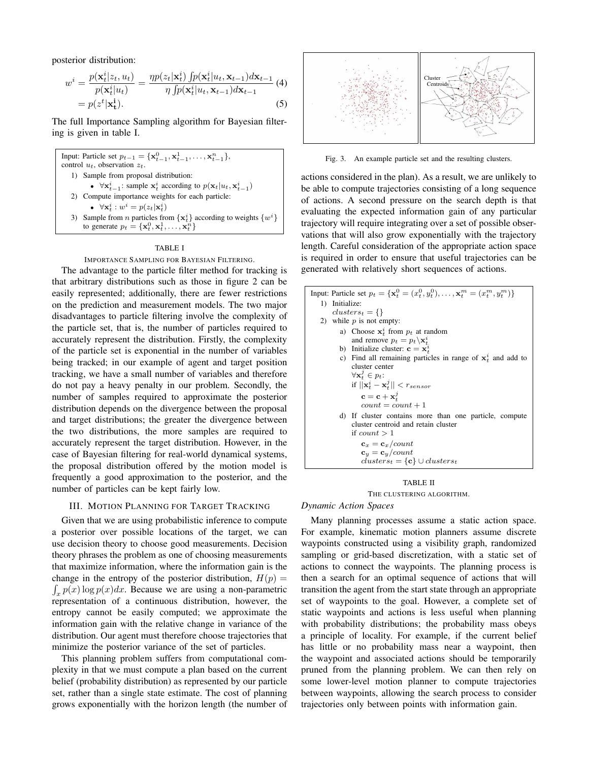posterior distribution:

$$w^i = \frac{p(\mathbf{x}_t^i|z_t, u_t)}{p(\mathbf{x}_t^i|u_t)} = \frac{\eta p(z_t|\mathbf{x}_t^i) \int p(\mathbf{x}_t^i|u_t, \mathbf{x}_{t-1}) d\mathbf{x}_{t-1}}{\eta \int p(\mathbf{x}_t^i|u_t, \mathbf{x}_{t-1}) d\mathbf{x}_{t-1}} \quad (4)$$

$$= p(z^t|\mathbf{x_t^i}). \quad (5)$$

The full Importance Sampling algorithm for Bayesian filtering is given in table I.

Input: Particle set $p_{t-1} = \{\mathbf{x}_{t-1}^0, \mathbf{x}_{t-1}^1, \ldots, \mathbf{x}_{t-1}^n\}$, control $u_t$, observation $z_t$.

1) Sample from proposal distribution:
   - $\forall \mathbf{x}_{t-1}^i$: sample $\mathbf{x}_t^i$ according to $p(\mathbf{x}_t|u_t, \mathbf{x}_{t-1}^i)$
2) Compute importance weights for each particle:
   - $\forall \mathbf{x}_t^i : w^i = p(z_t|\mathbf{x}_t^i)$
3) Sample from $n$ particles from $\{\mathbf{x}_t^i\}$ according to weights $\{w^i\}$ to generate $p_t = \{\mathbf{x}_t^0, \mathbf{x}_t^1, \ldots, \mathbf{x}_t^n\}$

TABLE I

IMPORTANCE SAMPLING FOR BAYESIAN FILTERING.

The advantage to the particle filter method for tracking is that arbitrary distributions such as those in figure 2 can be easily represented; additionally, there are fewer restrictions on the prediction and measurement models. The two major disadvantages to particle filtering involve the complexity of the particle set, that is, the number of particles required to accurately represent the distribution. Firstly, the complexity of the particle set is exponential in the number of variables being tracked; in our example of agent and target position tracking, we have a small number of variables and therefore do not pay a heavy penalty in our problem. Secondly, the number of samples required to approximate the posterior distribution depends on the divergence between the proposal and target distributions; the greater the divergence between the two distributions, the more samples are required to accurately represent the target distribution. However, in the case of Bayesian filtering for real-world dynamical systems, the proposal distribution offered by the motion model is frequently a good approximation to the posterior, and the number of particles can be kept fairly low.

## III. Motion Planning for Target Tracking

Given that we are using probabilistic inference to compute a posterior over possible locations of the target, we can use decision theory to choose good measurements. Decision theory phrases the problem as one of choosing measurements that maximize information, where the information gain is the change in the entropy of the posterior distribution, $H(p) = \int_x p(x) \log p(x) dx$. Because we are using a non-parametric representation of a continuous distribution, however, the entropy cannot be easily computed; we approximate the information gain with the relative change in variance of the distribution. Our agent must therefore choose trajectories that minimize the posterior variance of the set of particles.

This planning problem suffers from computational complexity in that we must compute a plan based on the current belief (probability distribution) as represented by our particle set, rather than a single state estimate. The cost of planning grows exponentially with the horizon length (the number of actions considered in the plan). As a result, we are unlikely to be able to compute trajectories consisting of a long sequence of actions. A second pressure on the search depth is that evaluating the expected information gain of any particular trajectory will require integrating over a set of possible observations that will also grow exponentially with the trajectory length. Careful consideration of the appropriate action space is required in order to ensure that useful trajectories can be generated with relatively short sequences of actions.

Cluster
Centroids

Fig. 3. An example particle set and the resulting clusters.

Input: Particle set $p_t = \{\mathbf{x}_t^0 = (x_t^0, y_t^0), \ldots, \mathbf{x}_t^m = (x_t^m, y_t^m)\}$

1) Initialize:
   $clusters_t = \{\}$
2) while $p$ is not empty:
   a) Choose $\mathbf{x}_t^i$ from $p_t$ at random and remove $p_t = p_t \backslash \mathbf{x}_t^i$
   b) Initialize cluster: $\mathbf{c} = \mathbf{x}_t^i$
   c) Find all remaining particles in range of $\mathbf{x}_t^i$ and add to cluster center
      $\forall \mathbf{x}_t^j \in p_t$:
      if $||\mathbf{x}_t^i - \mathbf{x}_t^j|| < r_{sensor}$
         $\mathbf{c} = \mathbf{c} + \mathbf{x}_t^j$
         $count = count + 1$
   d) If cluster contains more than one particle, compute cluster centroid and retain cluster
      if $count > 1$
         $\mathbf{c}_x = \mathbf{c}_x / count$
         $\mathbf{c}_y = \mathbf{c}_y / count$
         $clusters_t = \{\mathbf{c}\} \cup clusters_t$

TABLE II

THE CLUSTERING ALGORITHM.

### *Dynamic Action Spaces*

Many planning processes assume a static action space. For example, kinematic motion planners assume discrete waypoints constructed using a visibility graph, randomized sampling or grid-based discretization, with a static set of actions to connect the waypoints. The planning process is then a search for an optimal sequence of actions that will transition the agent from the start state through an appropriate set of waypoints to the goal. However, a complete set of static waypoints and actions is less useful when planning with probability distributions; the probability mass obeys a principle of locality. For example, if the current belief has little or no probability mass near a waypoint, then the waypoint and associated actions should be temporarily pruned from the planning problem. We can then rely on some lower-level motion planner to compute trajectories between waypoints, allowing the search process to consider trajectories only between points with information gain.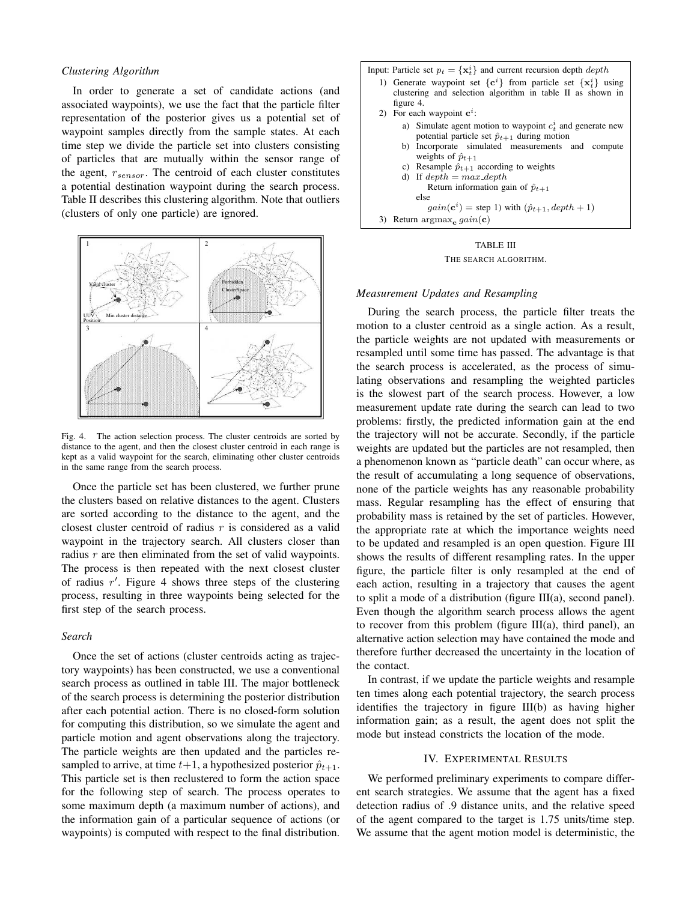*Clustering Algorithm*

In order to generate a set of candidate actions (and associated waypoints), we use the fact that the particle filter representation of the posterior gives us a potential set of waypoint samples directly from the sample states. At each time step we divide the particle set into clusters consisting of particles that are mutually within the sensor range of the agent, $r_{sensor}$. The centroid of each cluster constitutes a potential destination waypoint during the search process. Table II describes this clustering algorithm. Note that outliers (clusters of only one particle) are ignored.

Fig. 4. The action selection process. The cluster centroids are sorted by distance to the agent, and then the closest cluster centroid in each range is kept as a valid waypoint for the search, eliminating other cluster centroids in the same range from the search process.

Once the particle set has been clustered, we further prune the clusters based on relative distances to the agent. Clusters are sorted according to the distance to the agent, and the closest cluster centroid of radius $r$ is considered as a valid waypoint in the trajectory search. All clusters closer than radius $r$ are then eliminated from the set of valid waypoints. The process is then repeated with the next closest cluster of radius $r'$. Figure 4 shows three steps of the clustering process, resulting in three waypoints being selected for the first step of the search process.

*Search*

Once the set of actions (cluster centroids acting as trajectory waypoints) has been constructed, we use a conventional search process as outlined in table III. The major bottleneck of the search process is determining the posterior distribution after each potential action. There is no closed-form solution for computing this distribution, so we simulate the agent and particle motion and agent observations along the trajectory. The particle weights are then updated and the particles resampled to arrive, at time $t+1$, a hypothesized posterior $\hat{p}_{t+1}$. This particle set is then reclustered to form the action space for the following step of search. The process operates to some maximum depth (a maximum number of actions), and the information gain of a particular sequence of actions (or waypoints) is computed with respect to the final distribution.

Input: Particle set $p_t = \{\mathbf{x}_t^i\}$ and current recursion depth $depth$

1) Generate waypoint set $\{\mathbf{c}^i\}$ from particle set $\{\mathbf{x}_t^i\}$ using clustering and selection algorithm in table II as shown in figure 4.
2) For each waypoint $\mathbf{c}^i$:
   a) Simulate agent motion to waypoint $c_t^i$ and generate new potential particle set $\hat{p}_{t+1}$ during motion
   b) Incorporate simulated measurements and compute weights of $\hat{p}_{t+1}$
   c) Resample $\hat{p}_{t+1}$ according to weights
   d) If $depth = max\_depth$
      Return information gain of $\hat{p}_{t+1}$
      else
      $gain(\mathbf{c}^i)$ = step 1) with $(\hat{p}_{t+1}, depth + 1)$
3) Return $\text{argmax}_{\mathbf{c}}\, gain(\mathbf{c})$

TABLE III

THE SEARCH ALGORITHM.

*Measurement Updates and Resampling*

During the search process, the particle filter treats the motion to a cluster centroid as a single action. As a result, the particle weights are not updated with measurements or resampled until some time has passed. The advantage is that the search process is accelerated, as the process of simulating observations and resampling the weighted particles is the slowest part of the search process. However, a low measurement update rate during the search can lead to two problems: firstly, the predicted information gain at the end the trajectory will not be accurate. Secondly, if the particle weights are updated but the particles are not resampled, then a phenomenon known as "particle death" can occur where, as the result of accumulating a long sequence of observations, none of the particle weights has any reasonable probability mass. Regular resampling has the effect of ensuring that probability mass is retained by the set of particles. However, the appropriate rate at which the importance weights need to be updated and resampled is an open question. Figure III shows the results of different resampling rates. In the upper figure, the particle filter is only resampled at the end of each action, resulting in a trajectory that causes the agent to split a mode of a distribution (figure III(a), second panel). Even though the algorithm search process allows the agent to recover from this problem (figure III(a), third panel), an alternative action selection may have contained the mode and therefore further decreased the uncertainty in the location of the contact.

In contrast, if we update the particle weights and resample ten times along each potential trajectory, the search process identifies the trajectory in figure III(b) as having higher information gain; as a result, the agent does not split the mode but instead constricts the location of the mode.

## IV. Experimental Results

We performed preliminary experiments to compare different search strategies. We assume that the agent has a fixed detection radius of .9 distance units, and the relative speed of the agent compared to the target is 1.75 units/time step. We assume that the agent motion model is deterministic, the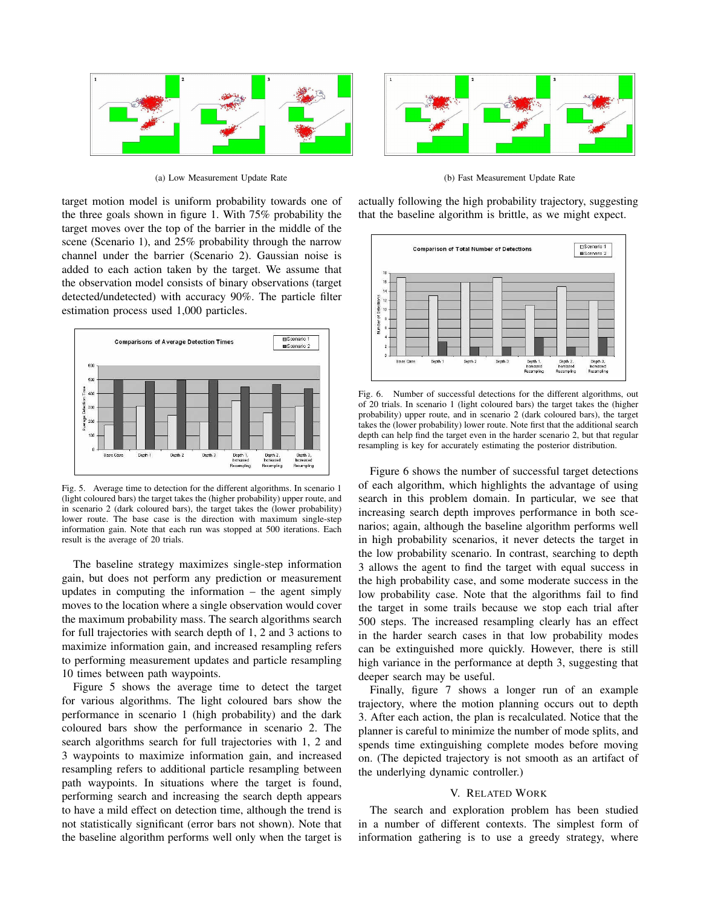(a) Low Measurement Update Rate

(b) Fast Measurement Update Rate

target motion model is uniform probability towards one of the three goals shown in figure 1. With 75% probability the target moves over the top of the barrier in the middle of the scene (Scenario 1), and 25% probability through the narrow channel under the barrier (Scenario 2). Gaussian noise is added to each action taken by the target. We assume that the observation model consists of binary observations (target detected/undetected) with accuracy 90%. The particle filter estimation process used 1,000 particles.

Fig. 5. Average time to detection for the different algorithms. In scenario 1 (light coloured bars) the target takes the (higher probability) upper route, and in scenario 2 (dark coloured bars), the target takes the (lower probability) lower route. The base case is the direction with maximum single-step information gain. Note that each run was stopped at 500 iterations. Each result is the average of 20 trials.

The baseline strategy maximizes single-step information gain, but does not perform any prediction or measurement updates in computing the information – the agent simply moves to the location where a single observation would cover the maximum probability mass. The search algorithms search for full trajectories with search depth of 1, 2 and 3 actions to maximize information gain, and increased resampling refers to performing measurement updates and particle resampling 10 times between path waypoints.

Figure 5 shows the average time to detect the target for various algorithms. The light coloured bars show the performance in scenario 1 (high probability) and the dark coloured bars show the performance in scenario 2. The search algorithms search for full trajectories with 1, 2 and 3 waypoints to maximize information gain, and increased resampling refers to additional particle resampling between path waypoints. In situations where the target is found, performing search and increasing the search depth appears to have a mild effect on detection time, although the trend is not statistically significant (error bars not shown). Note that the baseline algorithm performs well only when the target is actually following the high probability trajectory, suggesting that the baseline algorithm is brittle, as we might expect.

Fig. 6. Number of successful detections for the different algorithms, out of 20 trials. In scenario 1 (light coloured bars) the target takes the (higher probability) upper route, and in scenario 2 (dark coloured bars), the target takes the (lower probability) lower route. Note first that the additional search depth can help find the target even in the harder scenario 2, but that regular resampling is key for accurately estimating the posterior distribution.

Figure 6 shows the number of successful target detections of each algorithm, which highlights the advantage of using search in this problem domain. In particular, we see that increasing search depth improves performance in both scenarios; again, although the baseline algorithm performs well in high probability scenarios, it never detects the target in the low probability scenario. In contrast, searching to depth 3 allows the agent to find the target with equal success in the high probability case, and some moderate success in the low probability case. Note that the algorithms fail to find the target in some trails because we stop each trial after 500 steps. The increased resampling clearly has an effect in the harder search cases in that low probability modes can be extinguished more quickly. However, there is still high variance in the performance at depth 3, suggesting that deeper search may be useful.

Finally, figure 7 shows a longer run of an example trajectory, where the motion planning occurs out to depth 3. After each action, the plan is recalculated. Notice that the planner is careful to minimize the number of mode splits, and spends time extinguishing complete modes before moving on. (The depicted trajectory is not smooth as an artifact of the underlying dynamic controller.)

## V. Related Work

The search and exploration problem has been studied in a number of different contexts. The simplest form of information gathering is to use a greedy strategy, where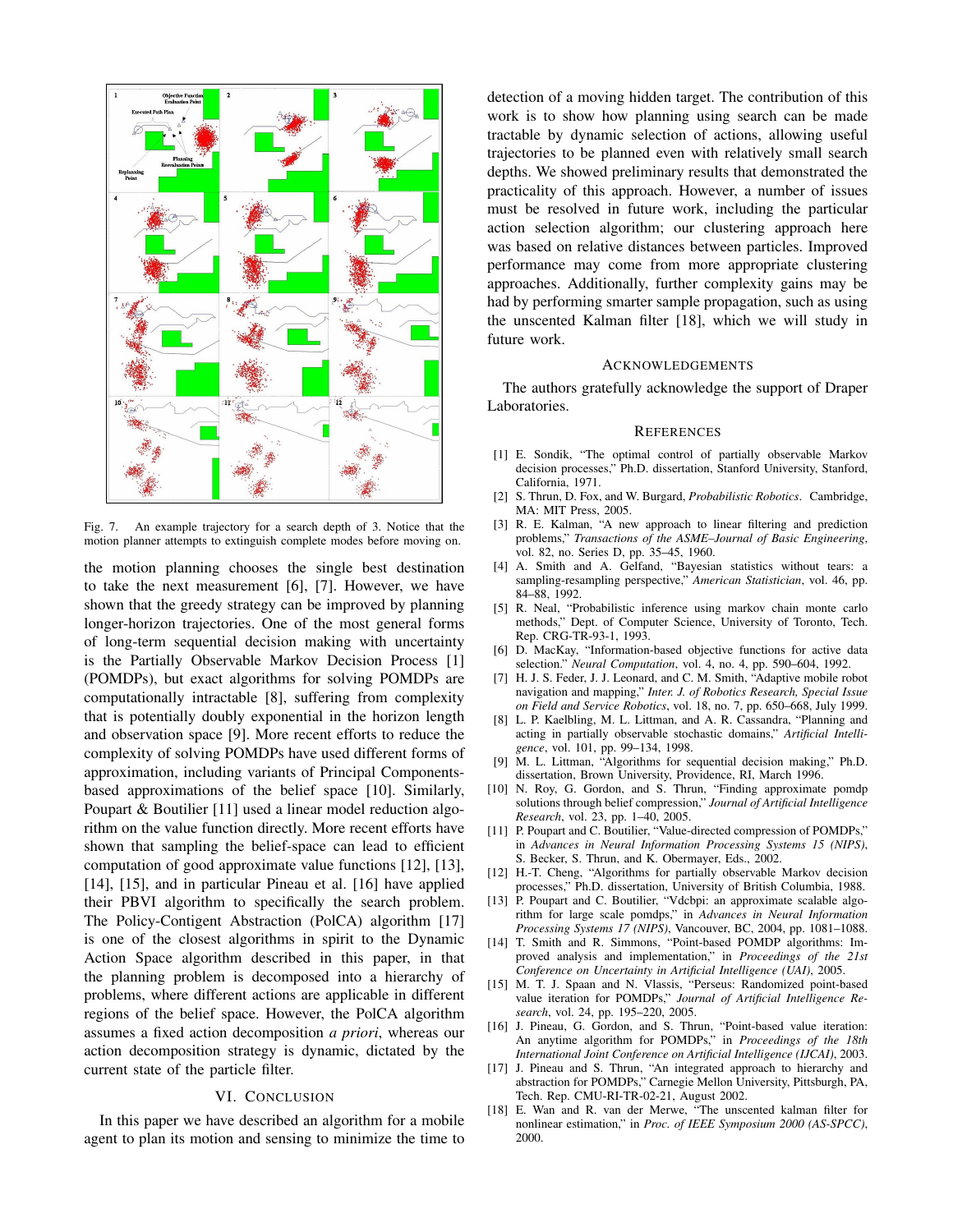Objective Function Evaluation Point

Executed Path Plan

Planning Reevaluation Points

Replanning Point

Fig. 7. An example trajectory for a search depth of 3. Notice that the motion planner attempts to extinguish complete modes before moving on.

the motion planning chooses the single best destination to take the next measurement [6], [7]. However, we have shown that the greedy strategy can be improved by planning longer-horizon trajectories. One of the most general forms of long-term sequential decision making with uncertainty is the Partially Observable Markov Decision Process [1] (POMDPs), but exact algorithms for solving POMDPs are computationally intractable [8], suffering from complexity that is potentially doubly exponential in the horizon length and observation space [9]. More recent efforts to reduce the complexity of solving POMDPs have used different forms of approximation, including variants of Principal Components-based approximations of the belief space [10]. Similarly, Poupart & Boutilier [11] used a linear model reduction algorithm on the value function directly. More recent efforts have shown that sampling the belief-space can lead to efficient computation of good approximate value functions [12], [13], [14], [15], and in particular Pineau et al. [16] have applied their PBVI algorithm to specifically the search problem. The Policy-Contigent Abstraction (PolCA) algorithm [17] is one of the closest algorithms in spirit to the Dynamic Action Space algorithm described in this paper, in that the planning problem is decomposed into a hierarchy of problems, where different actions are applicable in different regions of the belief space. However, the PolCA algorithm assumes a fixed action decomposition *a priori*, whereas our action decomposition strategy is dynamic, dictated by the current state of the particle filter.

## VI. Conclusion

In this paper we have described an algorithm for a mobile agent to plan its motion and sensing to minimize the time to detection of a moving hidden target. The contribution of this work is to show how planning using search can be made tractable by dynamic selection of actions, allowing useful trajectories to be planned even with relatively small search depths. We showed preliminary results that demonstrated the practicality of this approach. However, a number of issues must be resolved in future work, including the particular action selection algorithm; our clustering approach here was based on relative distances between particles. Improved performance may come from more appropriate clustering approaches. Additionally, further complexity gains may be had by performing smarter sample propagation, such as using the unscented Kalman filter [18], which we will study in future work.

## Acknowledgements

The authors gratefully acknowledge the support of Draper Laboratories.

## References

[1] E. Sondik, "The optimal control of partially observable Markov decision processes," Ph.D. dissertation, Stanford University, Stanford, California, 1971.

[2] S. Thrun, D. Fox, and W. Burgard, *Probabilistic Robotics*. Cambridge, MA: MIT Press, 2005.

[3] R. E. Kalman, "A new approach to linear filtering and prediction problems," *Transactions of the ASME–Journal of Basic Engineering*, vol. 82, no. Series D, pp. 35–45, 1960.

[4] A. Smith and A. Gelfand, "Bayesian statistics without tears: a sampling-resampling perspective," *American Statistician*, vol. 46, pp. 84–88, 1992.

[5] R. Neal, "Probabilistic inference using markov chain monte carlo methods," Dept. of Computer Science, University of Toronto, Tech. Rep. CRG-TR-93-1, 1993.

[6] D. MacKay, "Information-based objective functions for active data selection," *Neural Computation*, vol. 4, no. 4, pp. 590–604, 1992.

[7] H. J. S. Feder, J. J. Leonard, and C. M. Smith, "Adaptive mobile robot navigation and mapping," *Inter. J. of Robotics Research, Special Issue on Field and Service Robotics*, vol. 18, no. 7, pp. 650–668, July 1999.

[8] L. P. Kaelbling, M. L. Littman, and A. R. Cassandra, "Planning and acting in partially observable stochastic domains," *Artificial Intelligence*, vol. 101, pp. 99–134, 1998.

[9] M. L. Littman, "Algorithms for sequential decision making," Ph.D. dissertation, Brown University, Providence, RI, March 1996.

[10] N. Roy, G. Gordon, and S. Thrun, "Finding approximate pomdp solutions through belief compression," *Journal of Artificial Intelligence Research*, vol. 23, pp. 1–40, 2005.

[11] P. Poupart and C. Boutilier, "Value-directed compression of POMDPs," in *Advances in Neural Information Processing Systems 15 (NIPS)*, S. Becker, S. Thrun, and K. Obermayer, Eds., 2002.

[12] H.-T. Cheng, "Algorithms for partially observable Markov decision processes," Ph.D. dissertation, University of British Columbia, 1988.

[13] P. Poupart and C. Boutilier, "Vdcbpi: an approximate scalable algorithm for large scale pomdps," in *Advances in Neural Information Processing Systems 17 (NIPS)*, Vancouver, BC, 2004, pp. 1081–1088.

[14] T. Smith and R. Simmons, "Point-based POMDP algorithms: Improved analysis and implementation," in *Proceedings of the 21st Conference on Uncertainty in Artificial Intelligence (UAI)*, 2005.

[15] M. T. J. Spaan and N. Vlassis, "Perseus: Randomized point-based value iteration for POMDPs," *Journal of Artificial Intelligence Research*, vol. 24, pp. 195–220, 2005.

[16] J. Pineau, G. Gordon, and S. Thrun, "Point-based value iteration: An anytime algorithm for POMDPs," in *Proceedings of the 18th International Joint Conference on Artificial Intelligence (IJCAI)*, 2003.

[17] J. Pineau and S. Thrun, "An integrated approach to hierarchy and abstraction for POMDPs," Carnegie Mellon University, Pittsburgh, PA, Tech. Rep. CMU-RI-TR-02-21, August 2002.

[18] E. Wan and R. van der Merwe, "The unscented kalman filter for nonlinear estimation," in *Proc. of IEEE Symposium 2000 (AS-SPCC)*, 2000.